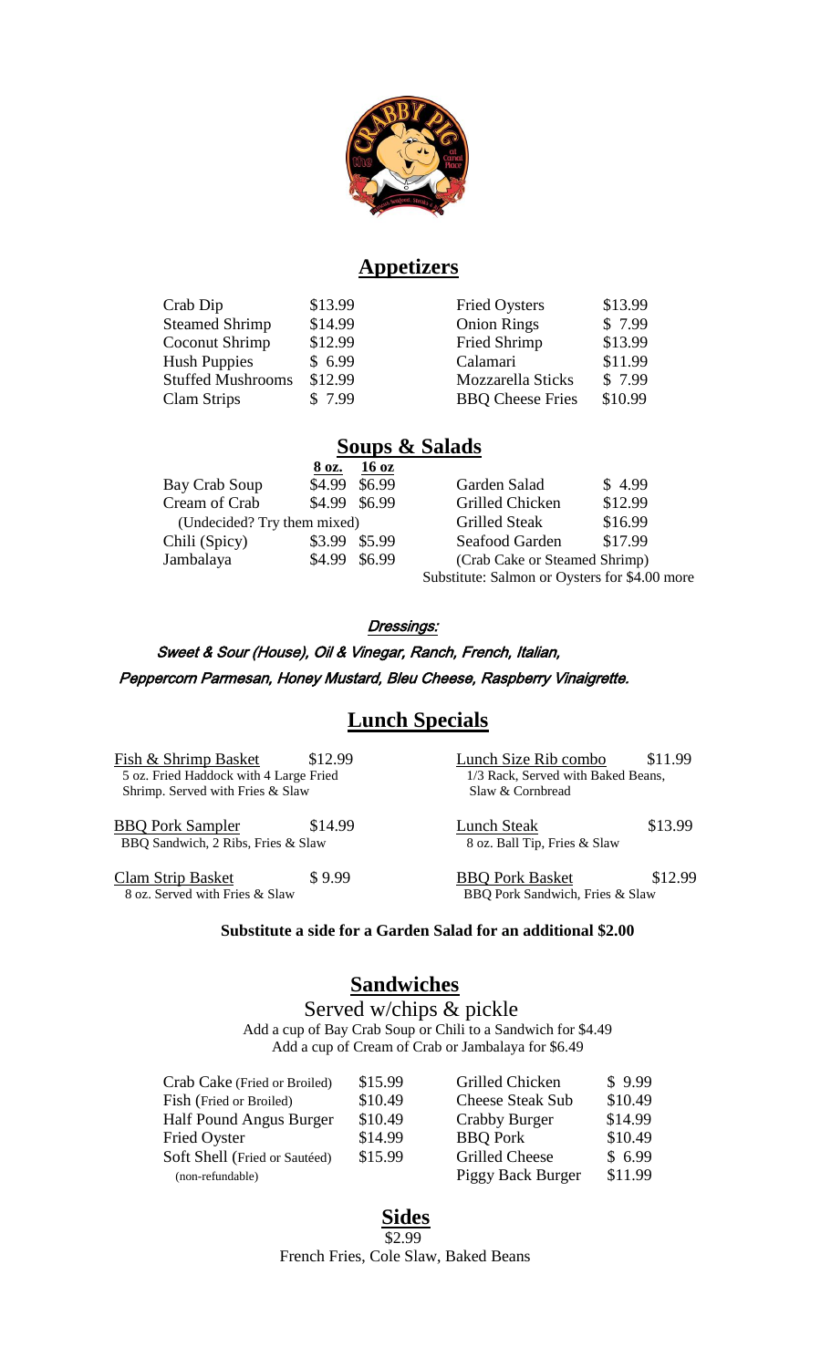## Appetizers

| Item | Price | Item | Price |
|---|---|---|---|
| Crab Dip | $13.99 | Fried Oysters | $13.99 |
| Steamed Shrimp | $14.99 | Onion Rings | $ 7.99 |
| Coconut Shrimp | $12.99 | Fried Shrimp | $13.99 |
| Hush Puppies | $ 6.99 | Calamari | $11.99 |
| Stuffed Mushrooms | $12.99 | Mozzarella Sticks | $ 7.99 |
| Clam Strips | $ 7.99 | BBQ Cheese Fries | $10.99 |

## Soups & Salads

| | 8 oz. | 16 oz |
|---|---|---|
| Bay Crab Soup | $4.99 | $6.99 |
| Cream of Crab | $4.99 | $6.99 |
| (Undecided? Try them mixed) | | |
| Chili (Spicy) | $3.99 | $5.99 |
| Jambalaya | $4.99 | $6.99 |

| Salad | Price |
|---|---|
| Garden Salad | $ 4.99 |
| Grilled Chicken | $12.99 |
| Grilled Steak | $16.99 |
| Seafood Garden | $17.99 |

(Crab Cake or Steamed Shrimp)

Substitute: Salmon or Oysters for $4.00 more

### *Dressings:*

*Sweet & Sour (House), Oil & Vinegar, Ranch, French, Italian, Peppercorn Parmesan, Honey Mustard, Bleu Cheese, Raspberry Vinaigrette.*

## Lunch Specials

**Fish & Shrimp Basket** — $12.99
5 oz. Fried Haddock with 4 Large Fried Shrimp. Served with Fries & Slaw

**BBQ Pork Sampler** — $14.99
BBQ Sandwich, 2 Ribs, Fries & Slaw

**Clam Strip Basket** — $ 9.99
8 oz. Served with Fries & Slaw

**Lunch Size Rib combo** — $11.99
1/3 Rack, Served with Baked Beans, Slaw & Cornbread

**Lunch Steak** — $13.99
8 oz. Ball Tip, Fries & Slaw

**BBQ Pork Basket** — $12.99
BBQ Pork Sandwich, Fries & Slaw

**Substitute a side for a Garden Salad for an additional $2.00**

## Sandwiches

Served w/chips & pickle

Add a cup of Bay Crab Soup or Chili to a Sandwich for $4.49
Add a cup of Cream of Crab or Jambalaya for $6.49

| Item | Price | Item | Price |
|---|---|---|---|
| Crab Cake (Fried or Broiled) | $15.99 | Grilled Chicken | $ 9.99 |
| Fish (Fried or Broiled) | $10.49 | Cheese Steak Sub | $10.49 |
| Half Pound Angus Burger | $10.49 | Crabby Burger | $14.99 |
| Fried Oyster | $14.99 | BBQ Pork | $10.49 |
| Soft Shell (Fried or Sautéed) (non-refundable) | $15.99 | Grilled Cheese | $ 6.99 |
| | | Piggy Back Burger | $11.99 |

## Sides

$2.99

French Fries, Cole Slaw, Baked Beans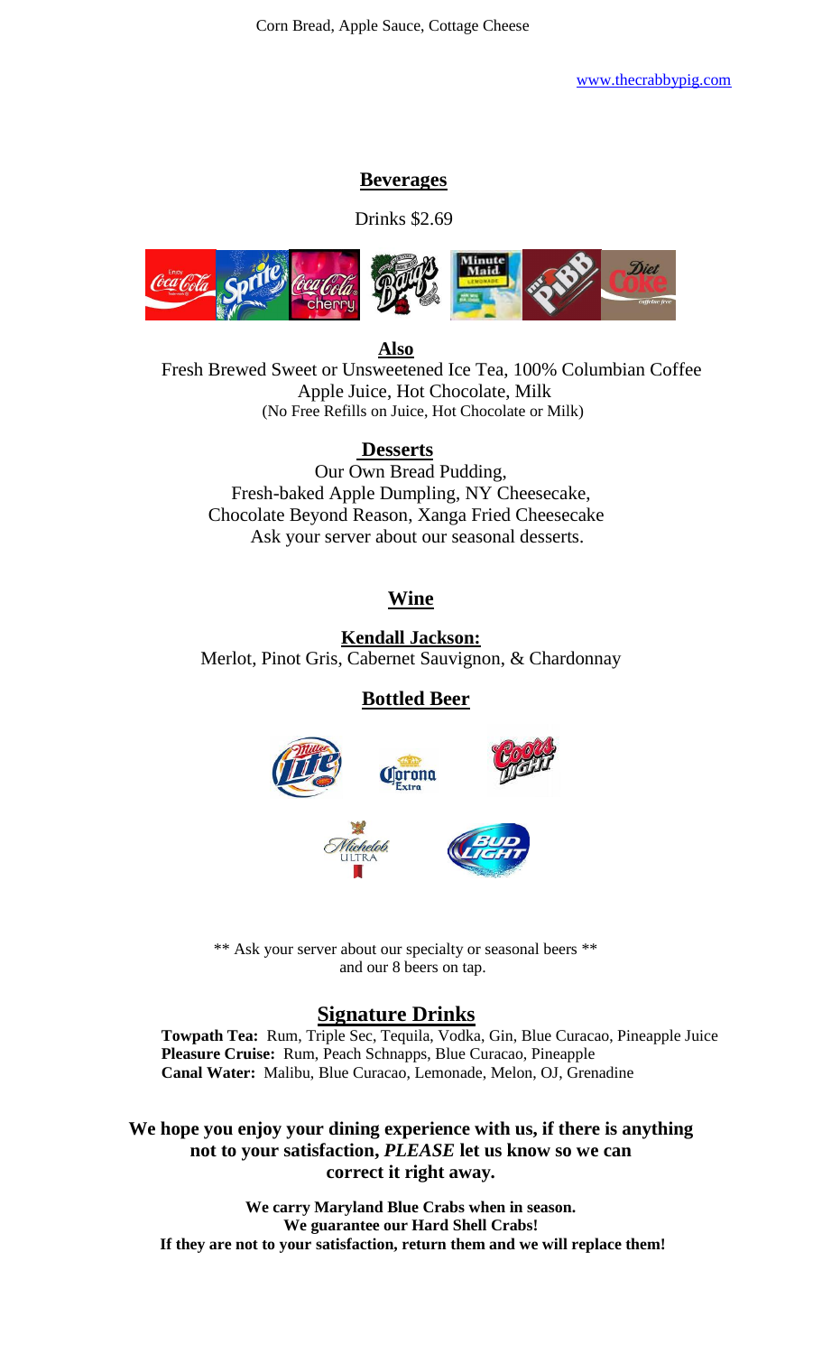Corn Bread, Apple Sauce, Cottage Cheese

www.thecrabbypig.com

## Beverages

Drinks $2.69

**Also**

Fresh Brewed Sweet or Unsweetened Ice Tea, 100% Columbian Coffee
Apple Juice, Hot Chocolate, Milk
(No Free Refills on Juice, Hot Chocolate or Milk)

## Desserts

Our Own Bread Pudding,
Fresh-baked Apple Dumpling, NY Cheesecake,
Chocolate Beyond Reason, Xanga Fried Cheesecake
Ask your server about our seasonal desserts.

## Wine

**Kendall Jackson:**
Merlot, Pinot Gris, Cabernet Sauvignon, & Chardonnay

## Bottled Beer

** Ask your server about our specialty or seasonal beers **
and our 8 beers on tap.

## Signature Drinks

**Towpath Tea:** Rum, Triple Sec, Tequila, Vodka, Gin, Blue Curacao, Pineapple Juice
**Pleasure Cruise:** Rum, Peach Schnapps, Blue Curacao, Pineapple
**Canal Water:** Malibu, Blue Curacao, Lemonade, Melon, OJ, Grenadine

**We hope you enjoy your dining experience with us, if there is anything not to your satisfaction, *PLEASE* let us know so we can correct it right away.**

**We carry Maryland Blue Crabs when in season.**
**We guarantee our Hard Shell Crabs!**
**If they are not to your satisfaction, return them and we will replace them!**